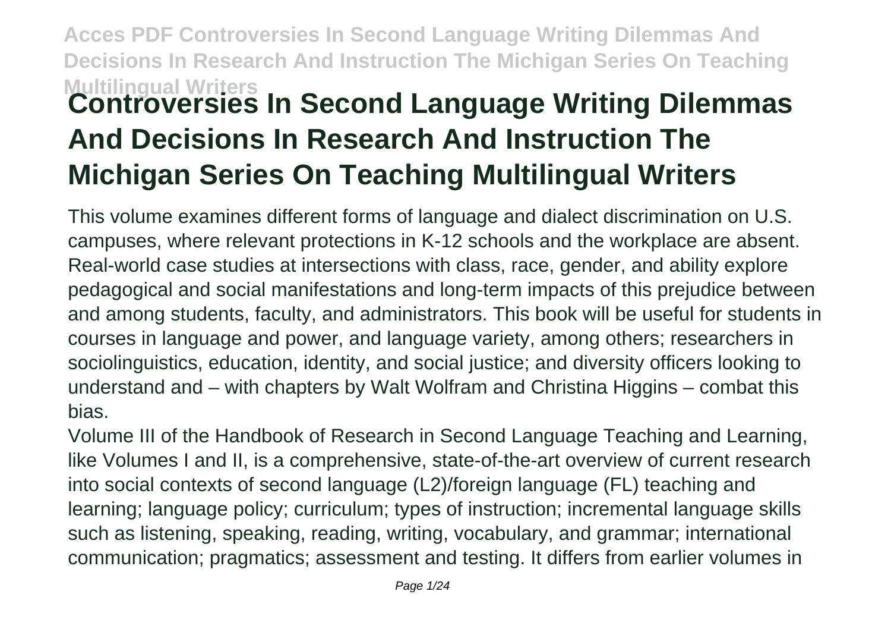# Controversies In Second Language Writing Dilemmas And Decisions In Research And Instruction The Michigan Series On Teaching Multilingual Writers

This volume examines different forms of language and dialect discrimination on U.S. campuses, where relevant protections in K-12 schools and the workplace are absent. Real-world case studies at intersections with class, race, gender, and ability explore pedagogical and social manifestations and long-term impacts of this prejudice between and among students, faculty, and administrators. This book will be useful for students in courses in language and power, and language variety, among others; researchers in sociolinguistics, education, identity, and social justice; and diversity officers looking to understand and – with chapters by Walt Wolfram and Christina Higgins – combat this bias.

Volume III of the Handbook of Research in Second Language Teaching and Learning, like Volumes I and II, is a comprehensive, state-of-the-art overview of current research into social contexts of second language (L2)/foreign language (FL) teaching and learning; language policy; curriculum; types of instruction; incremental language skills such as listening, speaking, reading, writing, vocabulary, and grammar; international communication; pragmatics; assessment and testing. It differs from earlier volumes in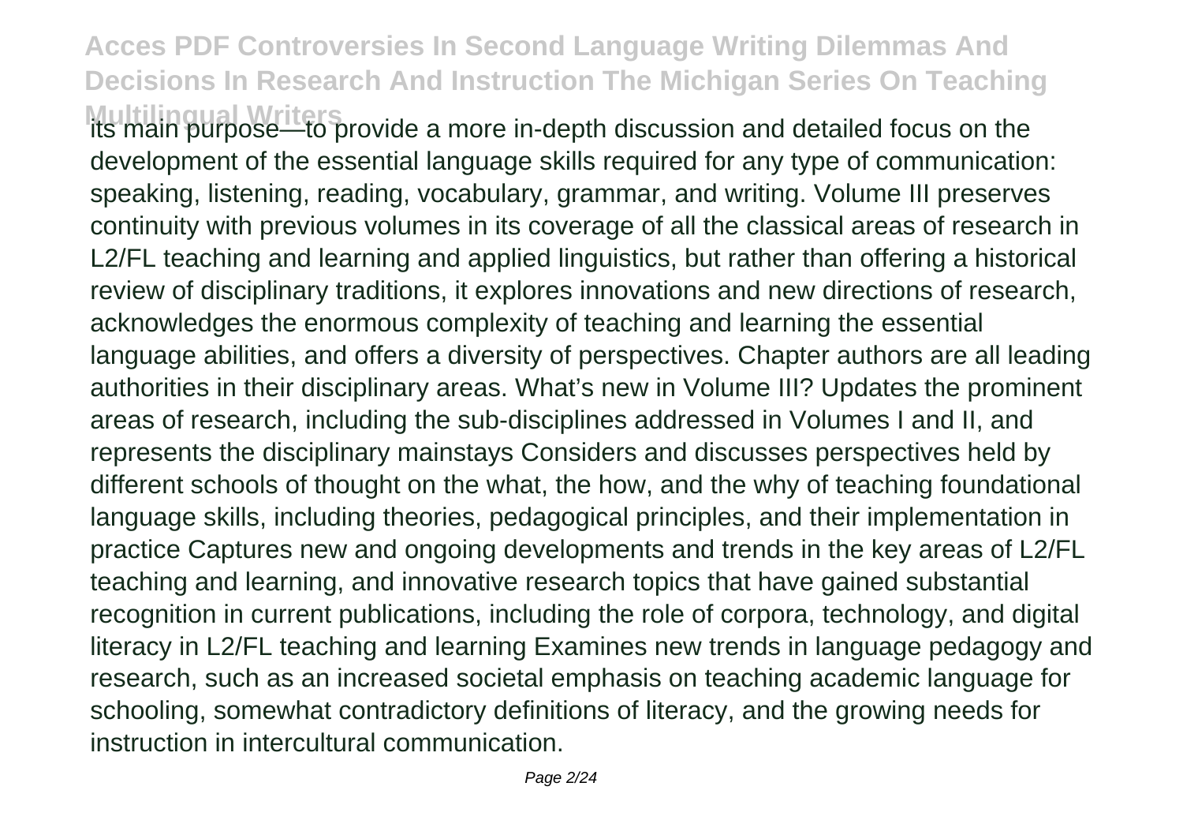its main purpose—to provide a more in-depth discussion and detailed focus on the development of the essential language skills required for any type of communication: speaking, listening, reading, vocabulary, grammar, and writing. Volume III preserves continuity with previous volumes in its coverage of all the classical areas of research in L2/FL teaching and learning and applied linguistics, but rather than offering a historical review of disciplinary traditions, it explores innovations and new directions of research, acknowledges the enormous complexity of teaching and learning the essential language abilities, and offers a diversity of perspectives. Chapter authors are all leading authorities in their disciplinary areas. What's new in Volume III? Updates the prominent areas of research, including the sub-disciplines addressed in Volumes I and II, and represents the disciplinary mainstays Considers and discusses perspectives held by different schools of thought on the what, the how, and the why of teaching foundational language skills, including theories, pedagogical principles, and their implementation in practice Captures new and ongoing developments and trends in the key areas of L2/FL teaching and learning, and innovative research topics that have gained substantial recognition in current publications, including the role of corpora, technology, and digital literacy in L2/FL teaching and learning Examines new trends in language pedagogy and research, such as an increased societal emphasis on teaching academic language for schooling, somewhat contradictory definitions of literacy, and the growing needs for instruction in intercultural communication.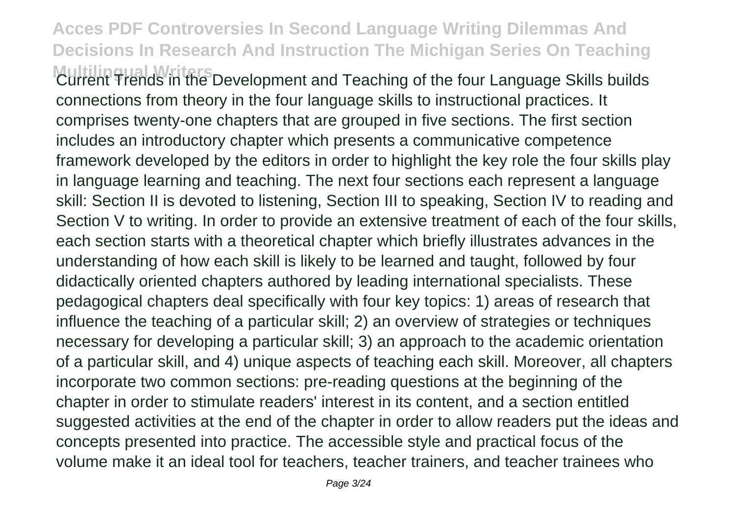Current Trends in the Development and Teaching of the four Language Skills builds connections from theory in the four language skills to instructional practices. It comprises twenty-one chapters that are grouped in five sections. The first section includes an introductory chapter which presents a communicative competence framework developed by the editors in order to highlight the key role the four skills play in language learning and teaching. The next four sections each represent a language skill: Section II is devoted to listening, Section III to speaking, Section IV to reading and Section V to writing. In order to provide an extensive treatment of each of the four skills, each section starts with a theoretical chapter which briefly illustrates advances in the understanding of how each skill is likely to be learned and taught, followed by four didactically oriented chapters authored by leading international specialists. These pedagogical chapters deal specifically with four key topics: 1) areas of research that influence the teaching of a particular skill; 2) an overview of strategies or techniques necessary for developing a particular skill; 3) an approach to the academic orientation of a particular skill, and 4) unique aspects of teaching each skill. Moreover, all chapters incorporate two common sections: pre-reading questions at the beginning of the chapter in order to stimulate readers' interest in its content, and a section entitled suggested activities at the end of the chapter in order to allow readers put the ideas and concepts presented into practice. The accessible style and practical focus of the volume make it an ideal tool for teachers, teacher trainers, and teacher trainees who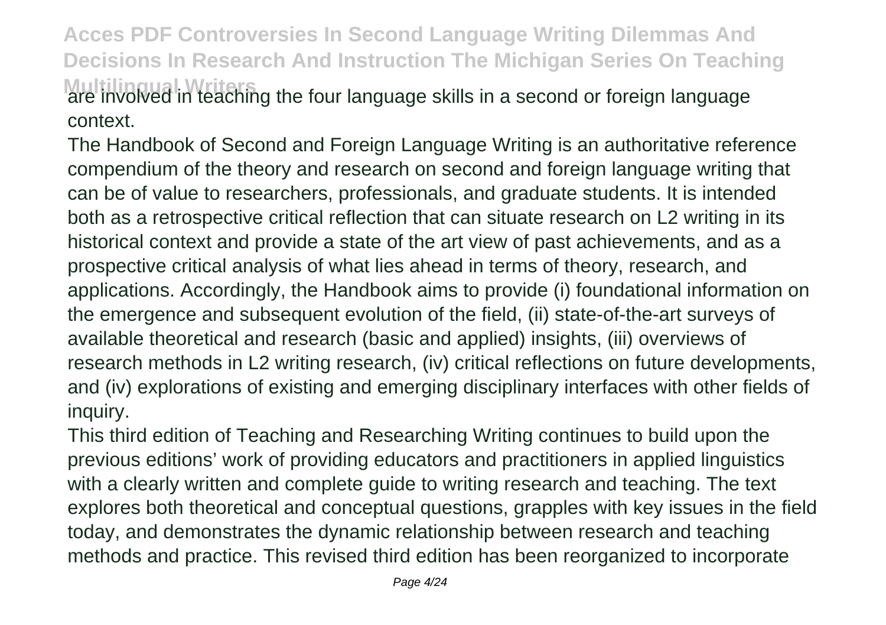are involved in teaching the four language skills in a second or foreign language context.

The Handbook of Second and Foreign Language Writing is an authoritative reference compendium of the theory and research on second and foreign language writing that can be of value to researchers, professionals, and graduate students. It is intended both as a retrospective critical reflection that can situate research on L2 writing in its historical context and provide a state of the art view of past achievements, and as a prospective critical analysis of what lies ahead in terms of theory, research, and applications. Accordingly, the Handbook aims to provide (i) foundational information on the emergence and subsequent evolution of the field, (ii) state-of-the-art surveys of available theoretical and research (basic and applied) insights, (iii) overviews of research methods in L2 writing research, (iv) critical reflections on future developments, and (iv) explorations of existing and emerging disciplinary interfaces with other fields of inquiry.

This third edition of Teaching and Researching Writing continues to build upon the previous editions' work of providing educators and practitioners in applied linguistics with a clearly written and complete guide to writing research and teaching. The text explores both theoretical and conceptual questions, grapples with key issues in the field today, and demonstrates the dynamic relationship between research and teaching methods and practice. This revised third edition has been reorganized to incorporate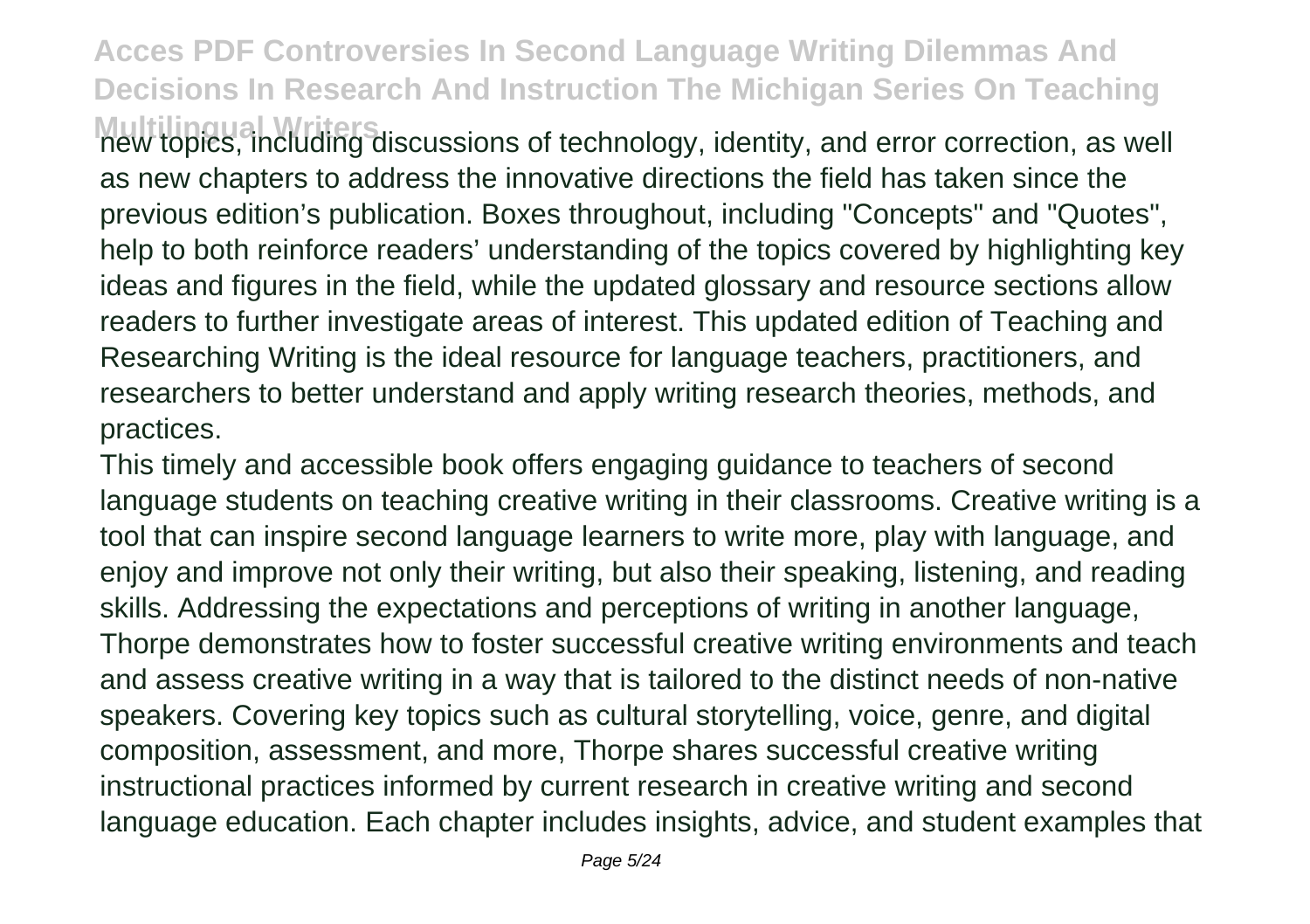new topics, including discussions of technology, identity, and error correction, as well as new chapters to address the innovative directions the field has taken since the previous edition's publication. Boxes throughout, including "Concepts" and "Quotes", help to both reinforce readers' understanding of the topics covered by highlighting key ideas and figures in the field, while the updated glossary and resource sections allow readers to further investigate areas of interest. This updated edition of Teaching and Researching Writing is the ideal resource for language teachers, practitioners, and researchers to better understand and apply writing research theories, methods, and practices.

This timely and accessible book offers engaging guidance to teachers of second language students on teaching creative writing in their classrooms. Creative writing is a tool that can inspire second language learners to write more, play with language, and enjoy and improve not only their writing, but also their speaking, listening, and reading skills. Addressing the expectations and perceptions of writing in another language, Thorpe demonstrates how to foster successful creative writing environments and teach and assess creative writing in a way that is tailored to the distinct needs of non-native speakers. Covering key topics such as cultural storytelling, voice, genre, and digital composition, assessment, and more, Thorpe shares successful creative writing instructional practices informed by current research in creative writing and second language education. Each chapter includes insights, advice, and student examples that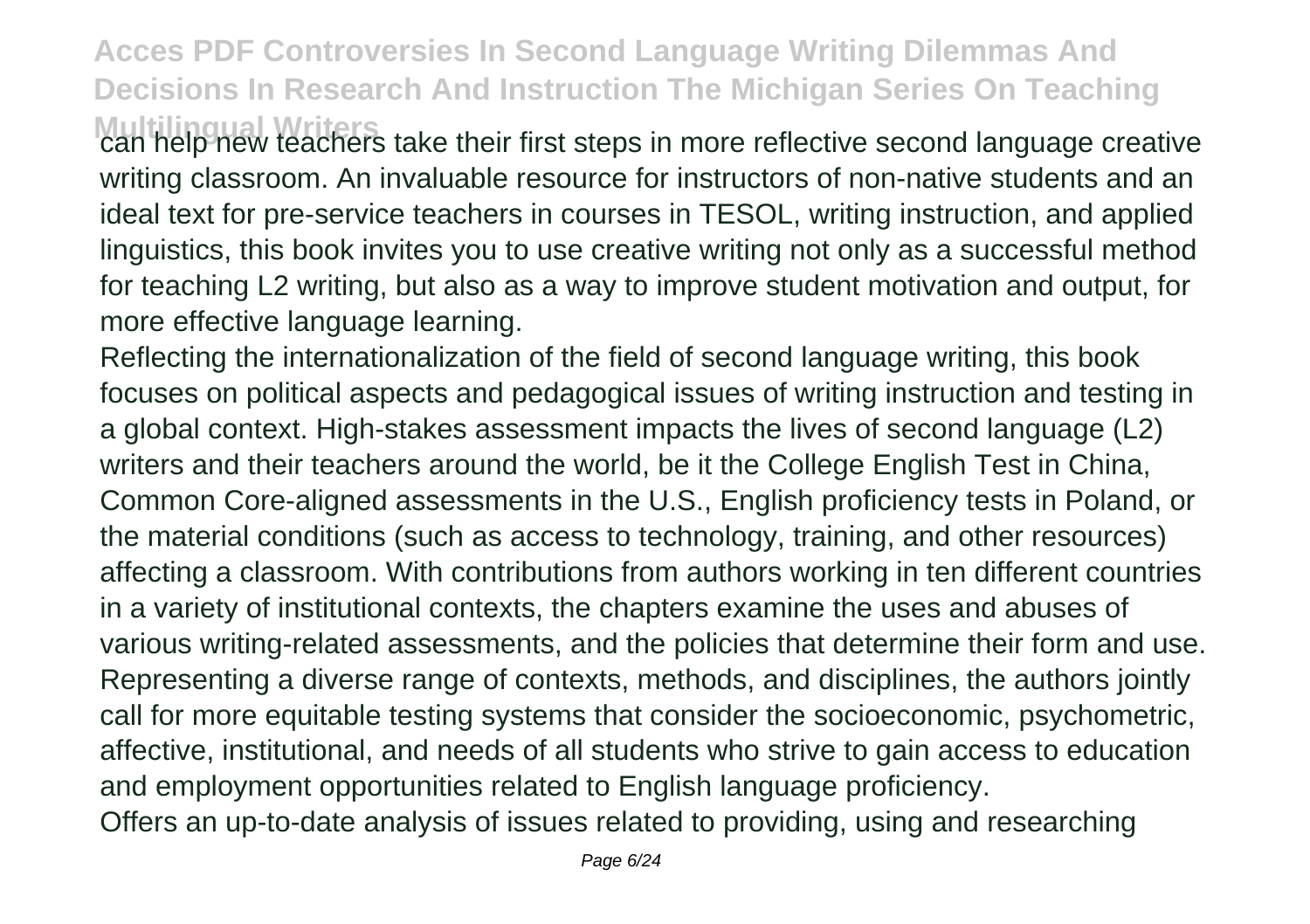can help new teachers take their first steps in more reflective second language creative writing classroom. An invaluable resource for instructors of non-native students and an ideal text for pre-service teachers in courses in TESOL, writing instruction, and applied linguistics, this book invites you to use creative writing not only as a successful method for teaching L2 writing, but also as a way to improve student motivation and output, for more effective language learning.

Reflecting the internationalization of the field of second language writing, this book focuses on political aspects and pedagogical issues of writing instruction and testing in a global context. High-stakes assessment impacts the lives of second language (L2) writers and their teachers around the world, be it the College English Test in China, Common Core-aligned assessments in the U.S., English proficiency tests in Poland, or the material conditions (such as access to technology, training, and other resources) affecting a classroom. With contributions from authors working in ten different countries in a variety of institutional contexts, the chapters examine the uses and abuses of various writing-related assessments, and the policies that determine their form and use. Representing a diverse range of contexts, methods, and disciplines, the authors jointly call for more equitable testing systems that consider the socioeconomic, psychometric, affective, institutional, and needs of all students who strive to gain access to education and employment opportunities related to English language proficiency.

Offers an up-to-date analysis of issues related to providing, using and researching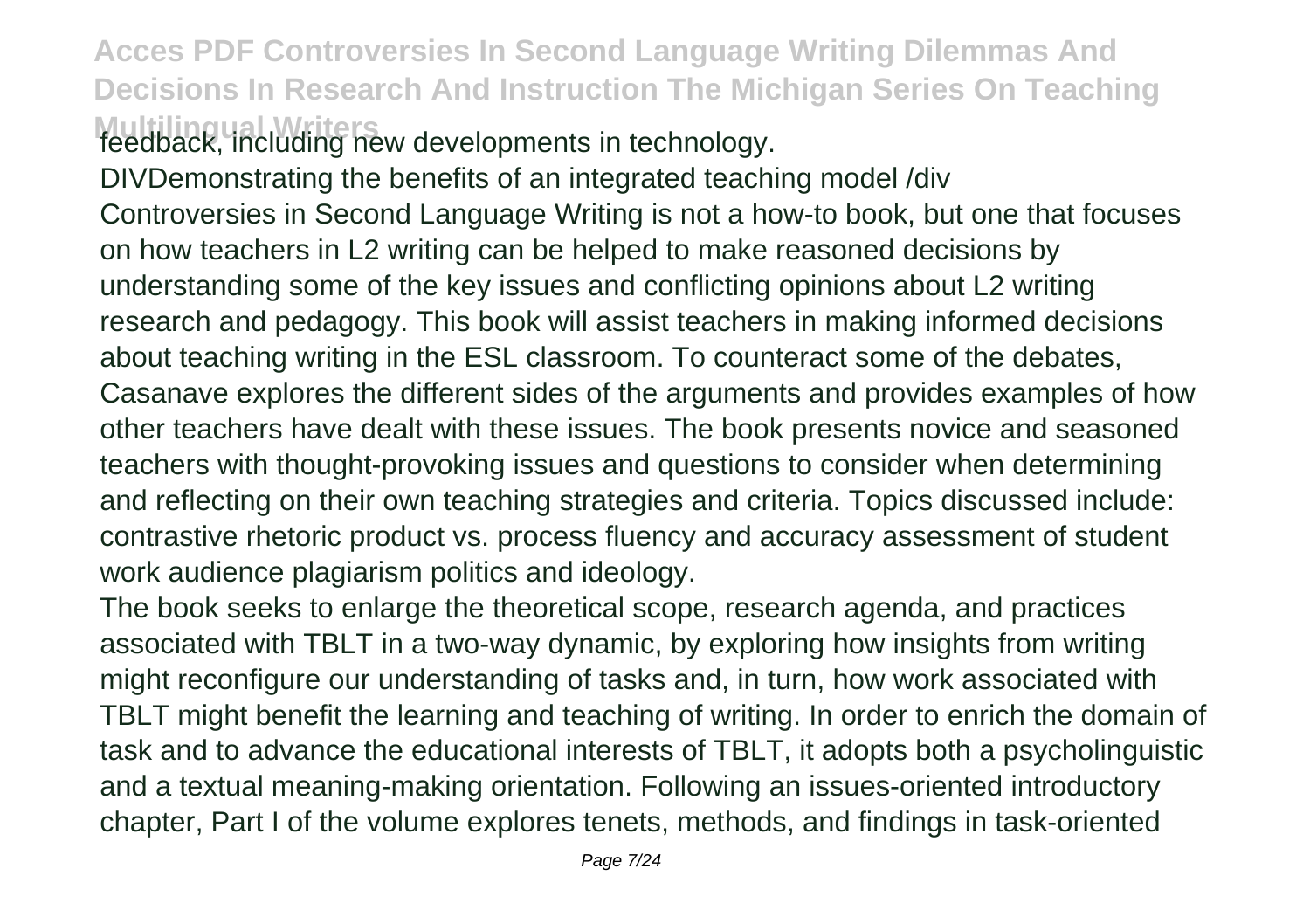feedback, including new developments in technology.

DIVDemonstrating the benefits of an integrated teaching model /div

Controversies in Second Language Writing is not a how-to book, but one that focuses on how teachers in L2 writing can be helped to make reasoned decisions by understanding some of the key issues and conflicting opinions about L2 writing research and pedagogy. This book will assist teachers in making informed decisions about teaching writing in the ESL classroom. To counteract some of the debates, Casanave explores the different sides of the arguments and provides examples of how other teachers have dealt with these issues. The book presents novice and seasoned teachers with thought-provoking issues and questions to consider when determining and reflecting on their own teaching strategies and criteria. Topics discussed include: contrastive rhetoric product vs. process fluency and accuracy assessment of student work audience plagiarism politics and ideology.

The book seeks to enlarge the theoretical scope, research agenda, and practices associated with TBLT in a two-way dynamic, by exploring how insights from writing might reconfigure our understanding of tasks and, in turn, how work associated with TBLT might benefit the learning and teaching of writing. In order to enrich the domain of task and to advance the educational interests of TBLT, it adopts both a psycholinguistic and a textual meaning-making orientation. Following an issues-oriented introductory chapter, Part I of the volume explores tenets, methods, and findings in task-oriented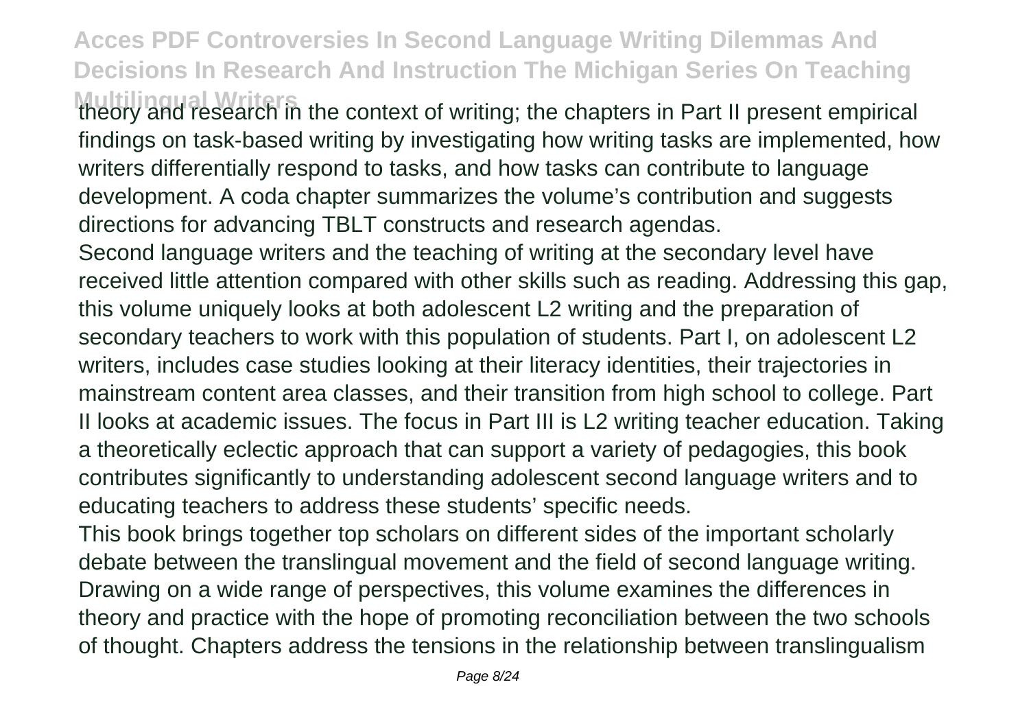theory and research in the context of writing; the chapters in Part II present empirical findings on task-based writing by investigating how writing tasks are implemented, how writers differentially respond to tasks, and how tasks can contribute to language development. A coda chapter summarizes the volume's contribution and suggests directions for advancing TBLT constructs and research agendas.

Second language writers and the teaching of writing at the secondary level have received little attention compared with other skills such as reading. Addressing this gap, this volume uniquely looks at both adolescent L2 writing and the preparation of secondary teachers to work with this population of students. Part I, on adolescent L2 writers, includes case studies looking at their literacy identities, their trajectories in mainstream content area classes, and their transition from high school to college. Part II looks at academic issues. The focus in Part III is L2 writing teacher education. Taking a theoretically eclectic approach that can support a variety of pedagogies, this book contributes significantly to understanding adolescent second language writers and to educating teachers to address these students' specific needs.

This book brings together top scholars on different sides of the important scholarly debate between the translingual movement and the field of second language writing. Drawing on a wide range of perspectives, this volume examines the differences in theory and practice with the hope of promoting reconciliation between the two schools of thought. Chapters address the tensions in the relationship between translingualism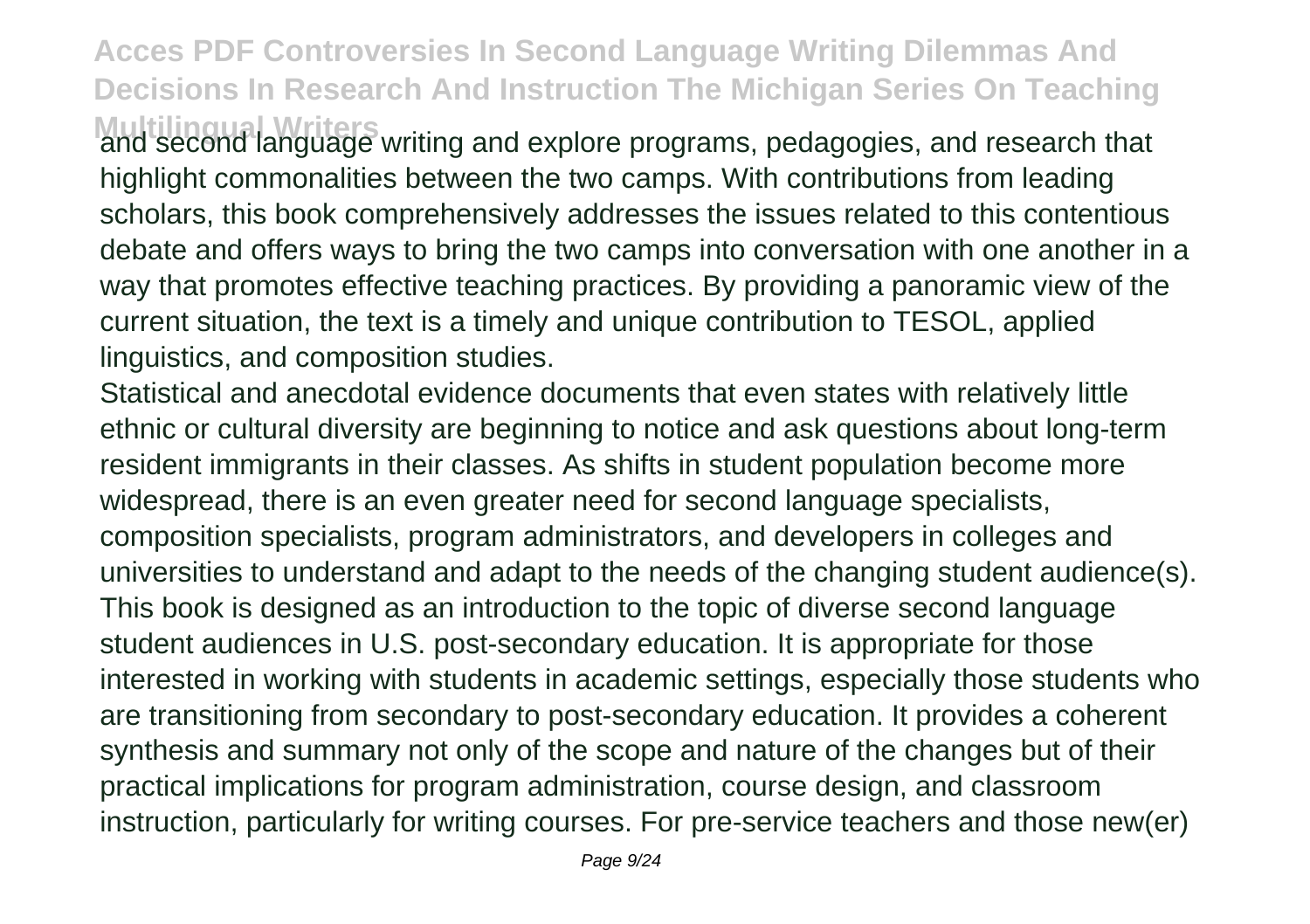and second language writing and explore programs, pedagogies, and research that highlight commonalities between the two camps. With contributions from leading scholars, this book comprehensively addresses the issues related to this contentious debate and offers ways to bring the two camps into conversation with one another in a way that promotes effective teaching practices. By providing a panoramic view of the current situation, the text is a timely and unique contribution to TESOL, applied linguistics, and composition studies.

Statistical and anecdotal evidence documents that even states with relatively little ethnic or cultural diversity are beginning to notice and ask questions about long-term resident immigrants in their classes. As shifts in student population become more widespread, there is an even greater need for second language specialists, composition specialists, program administrators, and developers in colleges and universities to understand and adapt to the needs of the changing student audience(s). This book is designed as an introduction to the topic of diverse second language student audiences in U.S. post-secondary education. It is appropriate for those interested in working with students in academic settings, especially those students who are transitioning from secondary to post-secondary education. It provides a coherent synthesis and summary not only of the scope and nature of the changes but of their practical implications for program administration, course design, and classroom instruction, particularly for writing courses. For pre-service teachers and those new(er)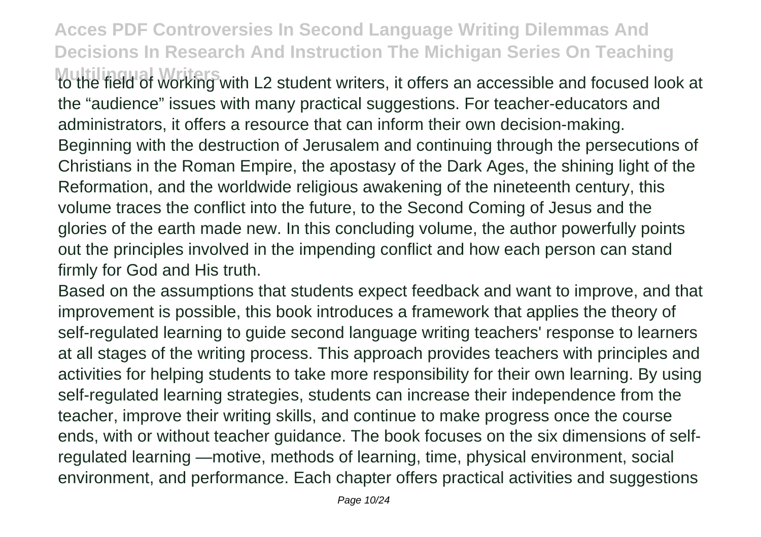to the field of working with L2 student writers, it offers an accessible and focused look at the "audience" issues with many practical suggestions. For teacher-educators and administrators, it offers a resource that can inform their own decision-making.

Beginning with the destruction of Jerusalem and continuing through the persecutions of Christians in the Roman Empire, the apostasy of the Dark Ages, the shining light of the Reformation, and the worldwide religious awakening of the nineteenth century, this volume traces the conflict into the future, to the Second Coming of Jesus and the glories of the earth made new. In this concluding volume, the author powerfully points out the principles involved in the impending conflict and how each person can stand firmly for God and His truth.

Based on the assumptions that students expect feedback and want to improve, and that improvement is possible, this book introduces a framework that applies the theory of self-regulated learning to guide second language writing teachers' response to learners at all stages of the writing process. This approach provides teachers with principles and activities for helping students to take more responsibility for their own learning. By using self-regulated learning strategies, students can increase their independence from the teacher, improve their writing skills, and continue to make progress once the course ends, with or without teacher guidance. The book focuses on the six dimensions of self-regulated learning —motive, methods of learning, time, physical environment, social environment, and performance. Each chapter offers practical activities and suggestions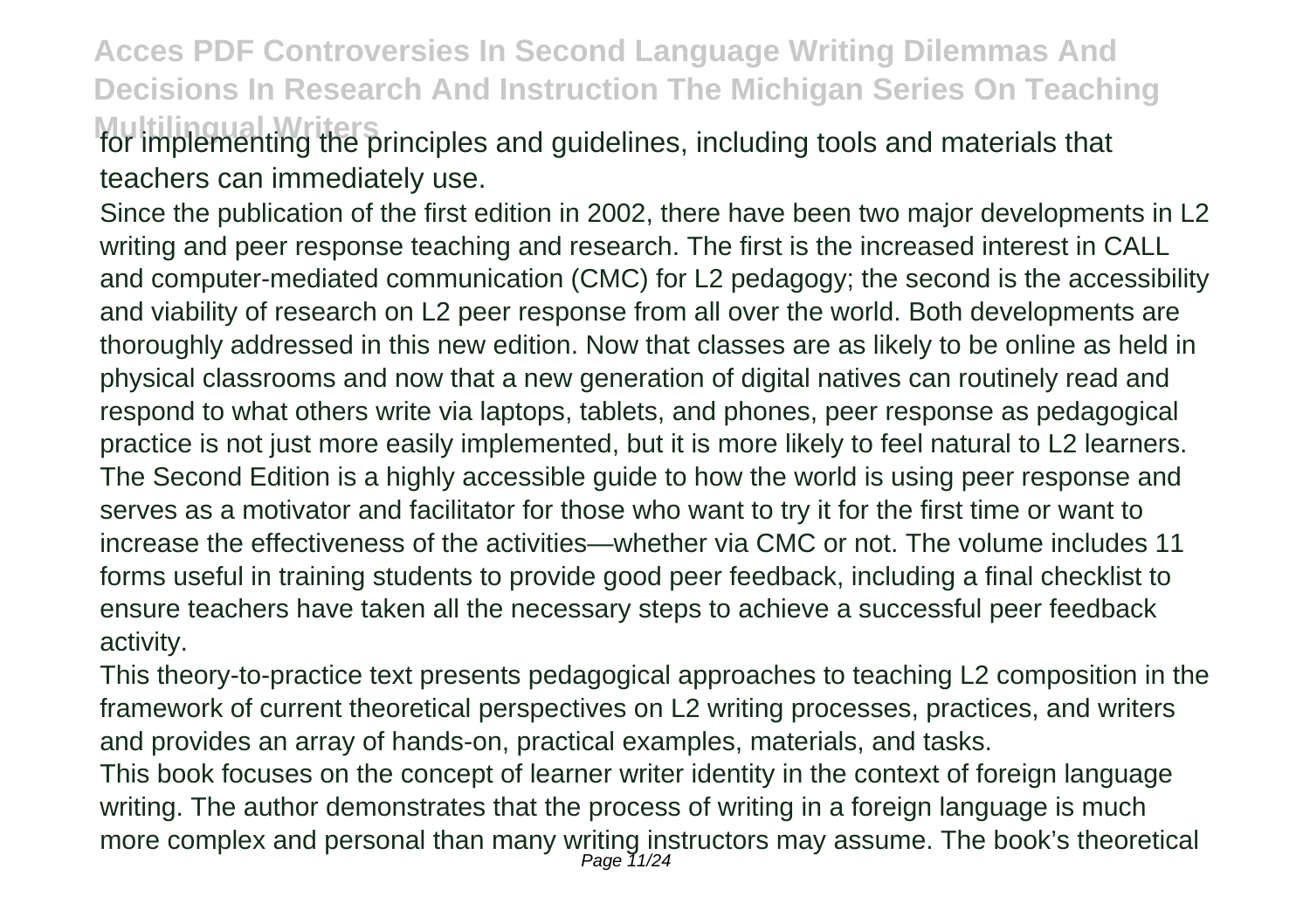for implementing the principles and guidelines, including tools and materials that teachers can immediately use.

Since the publication of the first edition in 2002, there have been two major developments in L2 writing and peer response teaching and research. The first is the increased interest in CALL and computer-mediated communication (CMC) for L2 pedagogy; the second is the accessibility and viability of research on L2 peer response from all over the world. Both developments are thoroughly addressed in this new edition. Now that classes are as likely to be online as held in physical classrooms and now that a new generation of digital natives can routinely read and respond to what others write via laptops, tablets, and phones, peer response as pedagogical practice is not just more easily implemented, but it is more likely to feel natural to L2 learners. The Second Edition is a highly accessible guide to how the world is using peer response and serves as a motivator and facilitator for those who want to try it for the first time or want to increase the effectiveness of the activities—whether via CMC or not. The volume includes 11 forms useful in training students to provide good peer feedback, including a final checklist to ensure teachers have taken all the necessary steps to achieve a successful peer feedback activity.

This theory-to-practice text presents pedagogical approaches to teaching L2 composition in the framework of current theoretical perspectives on L2 writing processes, practices, and writers and provides an array of hands-on, practical examples, materials, and tasks.

This book focuses on the concept of learner writer identity in the context of foreign language writing. The author demonstrates that the process of writing in a foreign language is much more complex and personal than many writing instructors may assume. The book's theoretical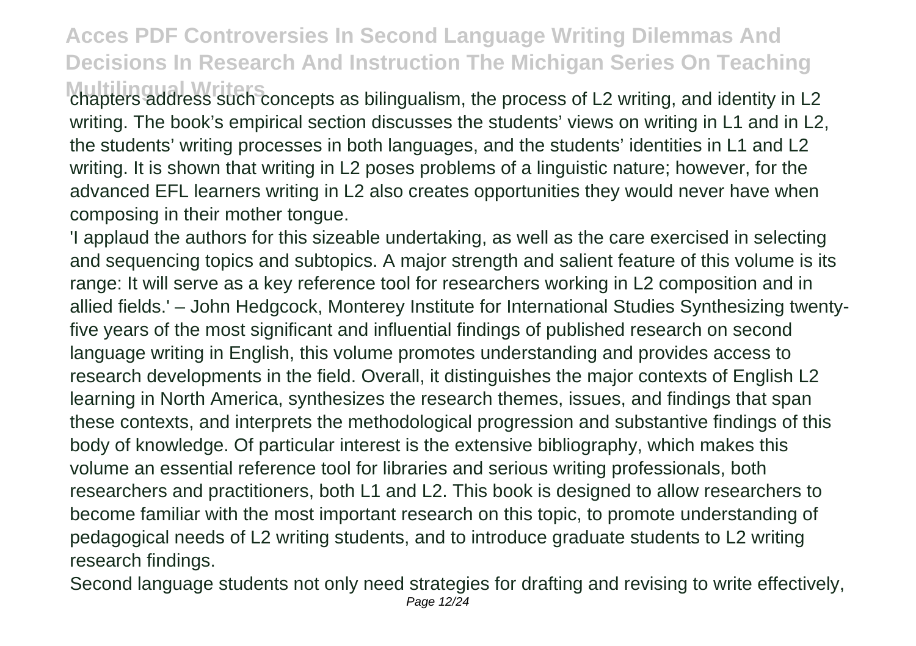chapters address such concepts as bilingualism, the process of L2 writing, and identity in L2 writing. The book's empirical section discusses the students' views on writing in L1 and in L2, the students' writing processes in both languages, and the students' identities in L1 and L2 writing. It is shown that writing in L2 poses problems of a linguistic nature; however, for the advanced EFL learners writing in L2 also creates opportunities they would never have when composing in their mother tongue.

'I applaud the authors for this sizeable undertaking, as well as the care exercised in selecting and sequencing topics and subtopics. A major strength and salient feature of this volume is its range: It will serve as a key reference tool for researchers working in L2 composition and in allied fields.' – John Hedgcock, Monterey Institute for International Studies Synthesizing twenty-five years of the most significant and influential findings of published research on second language writing in English, this volume promotes understanding and provides access to research developments in the field. Overall, it distinguishes the major contexts of English L2 learning in North America, synthesizes the research themes, issues, and findings that span these contexts, and interprets the methodological progression and substantive findings of this body of knowledge. Of particular interest is the extensive bibliography, which makes this volume an essential reference tool for libraries and serious writing professionals, both researchers and practitioners, both L1 and L2. This book is designed to allow researchers to become familiar with the most important research on this topic, to promote understanding of pedagogical needs of L2 writing students, and to introduce graduate students to L2 writing research findings.

Second language students not only need strategies for drafting and revising to write effectively,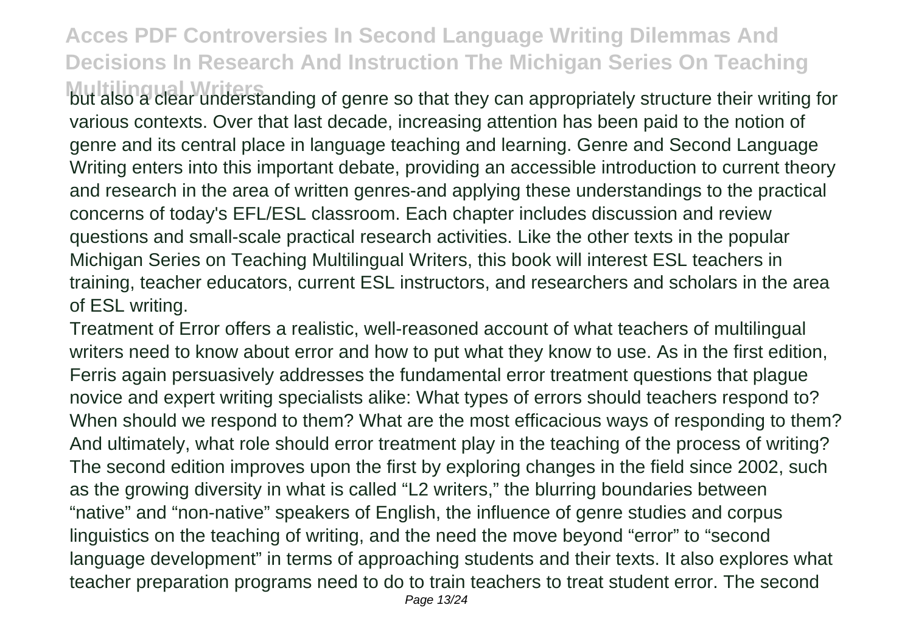but also a clear understanding of genre so that they can appropriately structure their writing for various contexts. Over that last decade, increasing attention has been paid to the notion of genre and its central place in language teaching and learning. Genre and Second Language Writing enters into this important debate, providing an accessible introduction to current theory and research in the area of written genres-and applying these understandings to the practical concerns of today's EFL/ESL classroom. Each chapter includes discussion and review questions and small-scale practical research activities. Like the other texts in the popular Michigan Series on Teaching Multilingual Writers, this book will interest ESL teachers in training, teacher educators, current ESL instructors, and researchers and scholars in the area of ESL writing.

Treatment of Error offers a realistic, well-reasoned account of what teachers of multilingual writers need to know about error and how to put what they know to use. As in the first edition, Ferris again persuasively addresses the fundamental error treatment questions that plague novice and expert writing specialists alike: What types of errors should teachers respond to? When should we respond to them? What are the most efficacious ways of responding to them? And ultimately, what role should error treatment play in the teaching of the process of writing? The second edition improves upon the first by exploring changes in the field since 2002, such as the growing diversity in what is called "L2 writers," the blurring boundaries between "native" and "non-native" speakers of English, the influence of genre studies and corpus linguistics on the teaching of writing, and the need the move beyond "error" to "second language development" in terms of approaching students and their texts. It also explores what teacher preparation programs need to do to train teachers to treat student error. The second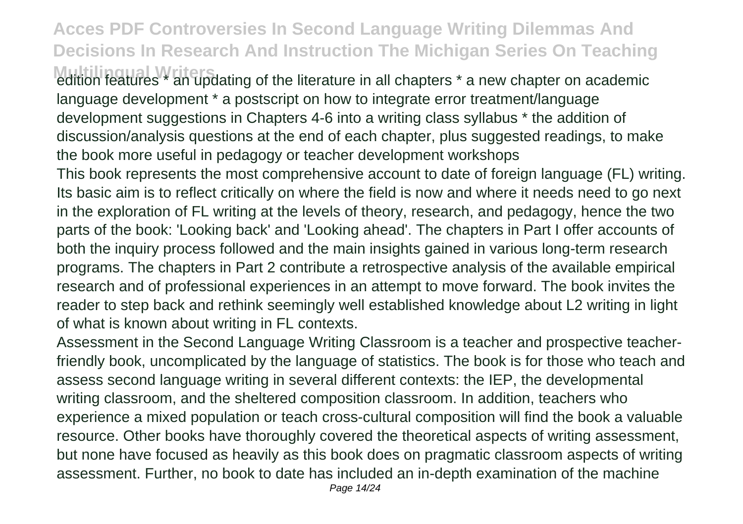edition features * an updating of the literature in all chapters * a new chapter on academic language development * a postscript on how to integrate error treatment/language development suggestions in Chapters 4-6 into a writing class syllabus * the addition of discussion/analysis questions at the end of each chapter, plus suggested readings, to make the book more useful in pedagogy or teacher development workshops

This book represents the most comprehensive account to date of foreign language (FL) writing. Its basic aim is to reflect critically on where the field is now and where it needs need to go next in the exploration of FL writing at the levels of theory, research, and pedagogy, hence the two parts of the book: 'Looking back' and 'Looking ahead'. The chapters in Part I offer accounts of both the inquiry process followed and the main insights gained in various long-term research programs. The chapters in Part 2 contribute a retrospective analysis of the available empirical research and of professional experiences in an attempt to move forward. The book invites the reader to step back and rethink seemingly well established knowledge about L2 writing in light of what is known about writing in FL contexts.

Assessment in the Second Language Writing Classroom is a teacher and prospective teacher-friendly book, uncomplicated by the language of statistics. The book is for those who teach and assess second language writing in several different contexts: the IEP, the developmental writing classroom, and the sheltered composition classroom. In addition, teachers who experience a mixed population or teach cross-cultural composition will find the book a valuable resource. Other books have thoroughly covered the theoretical aspects of writing assessment, but none have focused as heavily as this book does on pragmatic classroom aspects of writing assessment. Further, no book to date has included an in-depth examination of the machine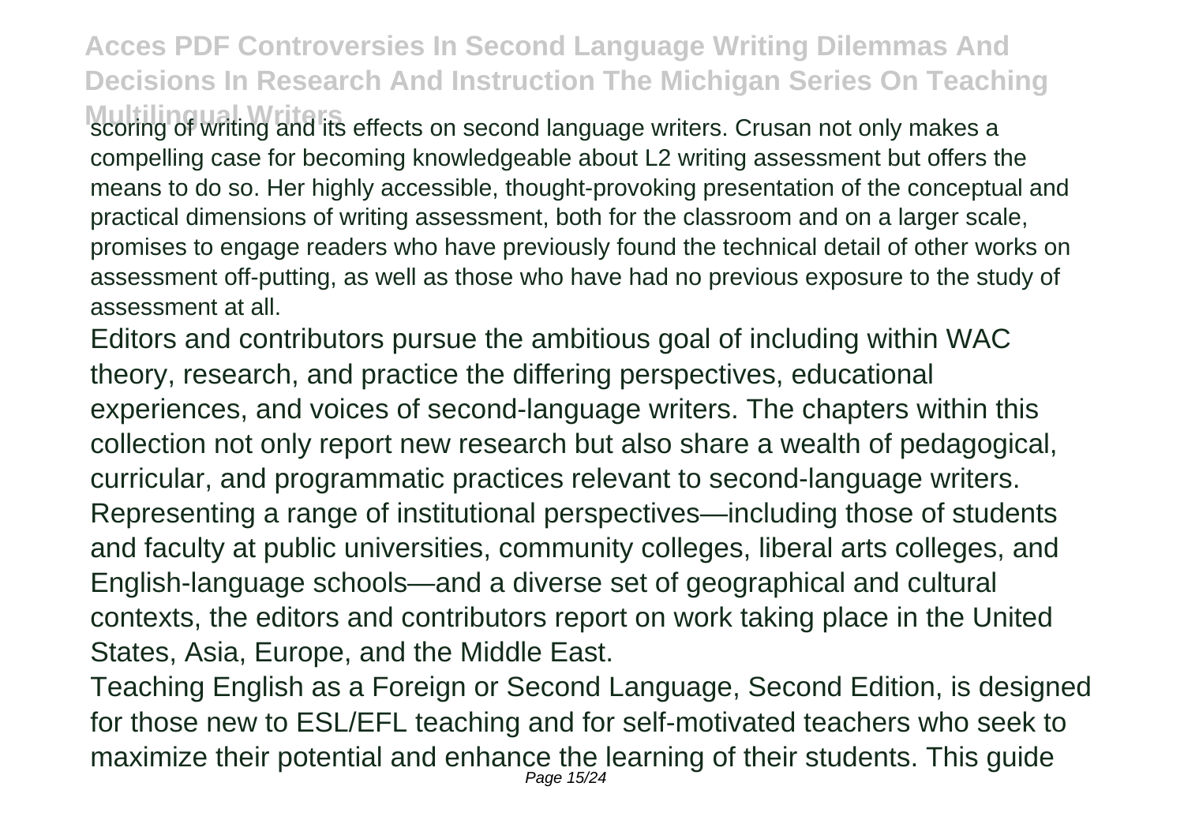scoring of writing and its effects on second language writers. Crusan not only makes a compelling case for becoming knowledgeable about L2 writing assessment but offers the means to do so. Her highly accessible, thought-provoking presentation of the conceptual and practical dimensions of writing assessment, both for the classroom and on a larger scale, promises to engage readers who have previously found the technical detail of other works on assessment off-putting, as well as those who have had no previous exposure to the study of assessment at all.

Editors and contributors pursue the ambitious goal of including within WAC theory, research, and practice the differing perspectives, educational experiences, and voices of second-language writers. The chapters within this collection not only report new research but also share a wealth of pedagogical, curricular, and programmatic practices relevant to second-language writers. Representing a range of institutional perspectives—including those of students and faculty at public universities, community colleges, liberal arts colleges, and English-language schools—and a diverse set of geographical and cultural contexts, the editors and contributors report on work taking place in the United States, Asia, Europe, and the Middle East.

Teaching English as a Foreign or Second Language, Second Edition, is designed for those new to ESL/EFL teaching and for self-motivated teachers who seek to maximize their potential and enhance the learning of their students. This guide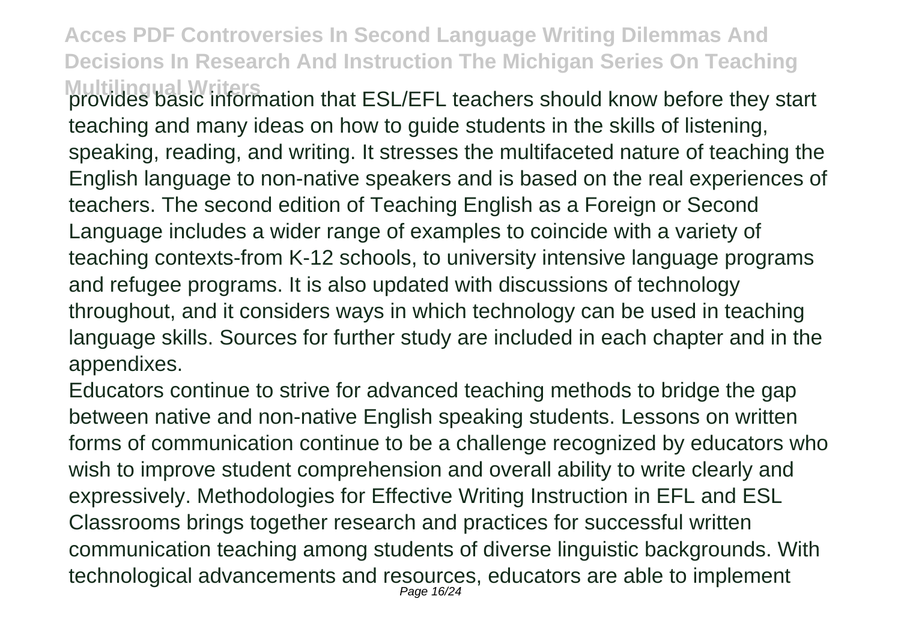provides basic information that ESL/EFL teachers should know before they start teaching and many ideas on how to guide students in the skills of listening, speaking, reading, and writing. It stresses the multifaceted nature of teaching the English language to non-native speakers and is based on the real experiences of teachers. The second edition of Teaching English as a Foreign or Second Language includes a wider range of examples to coincide with a variety of teaching contexts-from K-12 schools, to university intensive language programs and refugee programs. It is also updated with discussions of technology throughout, and it considers ways in which technology can be used in teaching language skills. Sources for further study are included in each chapter and in the appendixes.

Educators continue to strive for advanced teaching methods to bridge the gap between native and non-native English speaking students. Lessons on written forms of communication continue to be a challenge recognized by educators who wish to improve student comprehension and overall ability to write clearly and expressively. Methodologies for Effective Writing Instruction in EFL and ESL Classrooms brings together research and practices for successful written communication teaching among students of diverse linguistic backgrounds. With technological advancements and resources, educators are able to implement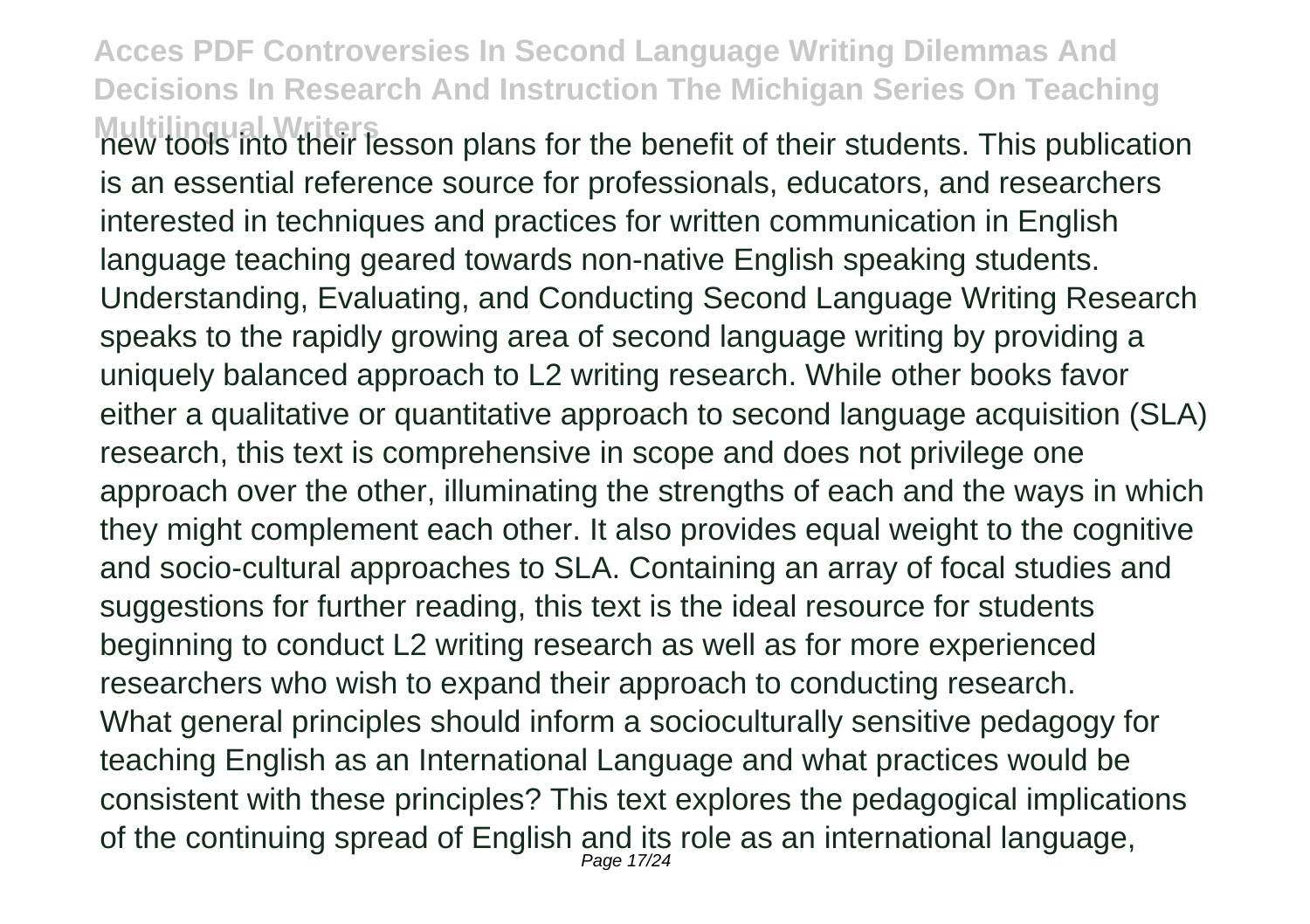new tools into their lesson plans for the benefit of their students. This publication is an essential reference source for professionals, educators, and researchers interested in techniques and practices for written communication in English language teaching geared towards non-native English speaking students.

Understanding, Evaluating, and Conducting Second Language Writing Research speaks to the rapidly growing area of second language writing by providing a uniquely balanced approach to L2 writing research. While other books favor either a qualitative or quantitative approach to second language acquisition (SLA) research, this text is comprehensive in scope and does not privilege one approach over the other, illuminating the strengths of each and the ways in which they might complement each other. It also provides equal weight to the cognitive and socio-cultural approaches to SLA. Containing an array of focal studies and suggestions for further reading, this text is the ideal resource for students beginning to conduct L2 writing research as well as for more experienced researchers who wish to expand their approach to conducting research.

What general principles should inform a socioculturally sensitive pedagogy for teaching English as an International Language and what practices would be consistent with these principles? This text explores the pedagogical implications of the continuing spread of English and its role as an international language,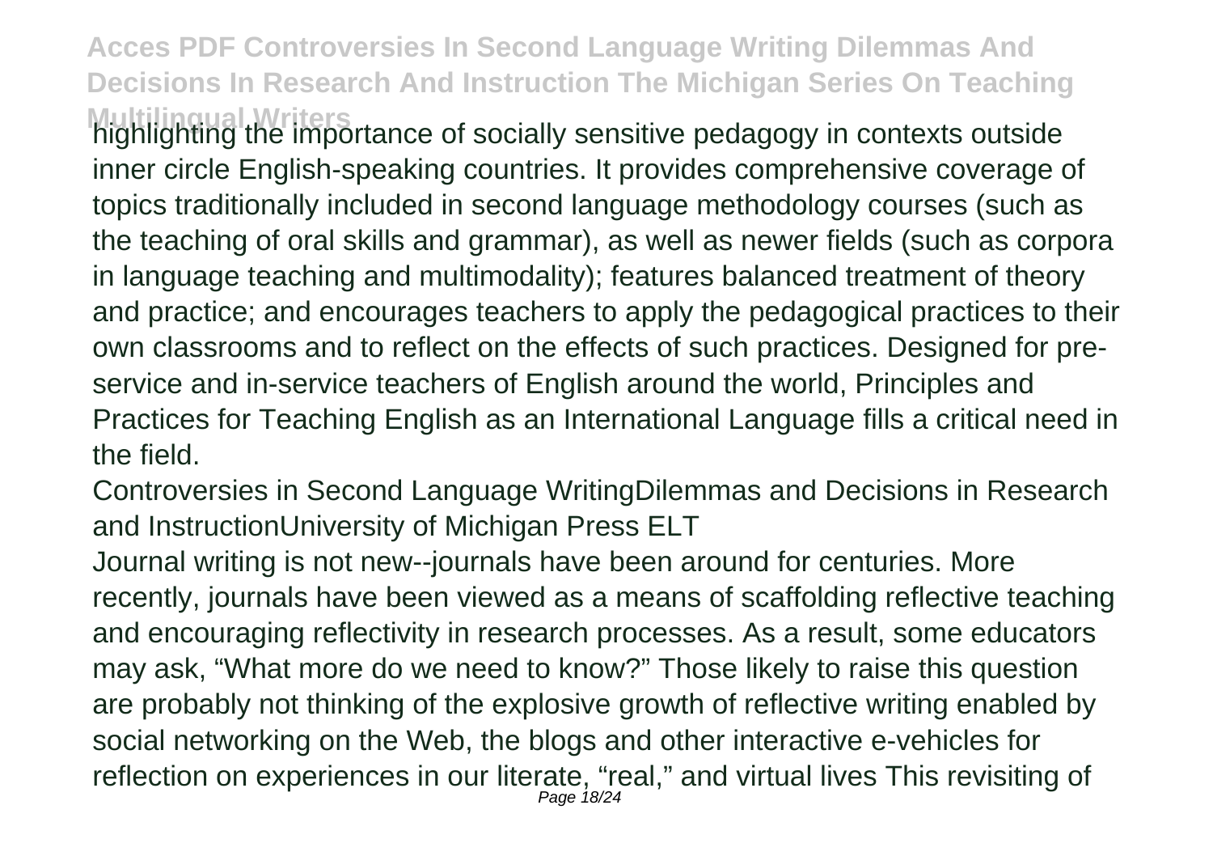highlighting the importance of socially sensitive pedagogy in contexts outside inner circle English-speaking countries. It provides comprehensive coverage of topics traditionally included in second language methodology courses (such as the teaching of oral skills and grammar), as well as newer fields (such as corpora in language teaching and multimodality); features balanced treatment of theory and practice; and encourages teachers to apply the pedagogical practices to their own classrooms and to reflect on the effects of such practices. Designed for pre-service and in-service teachers of English around the world, Principles and Practices for Teaching English as an International Language fills a critical need in the field.

Controversies in Second Language WritingDilemmas and Decisions in Research and InstructionUniversity of Michigan Press ELT

Journal writing is not new--journals have been around for centuries. More recently, journals have been viewed as a means of scaffolding reflective teaching and encouraging reflectivity in research processes. As a result, some educators may ask, "What more do we need to know?" Those likely to raise this question are probably not thinking of the explosive growth of reflective writing enabled by social networking on the Web, the blogs and other interactive e-vehicles for reflection on experiences in our literate, "real," and virtual lives This revisiting of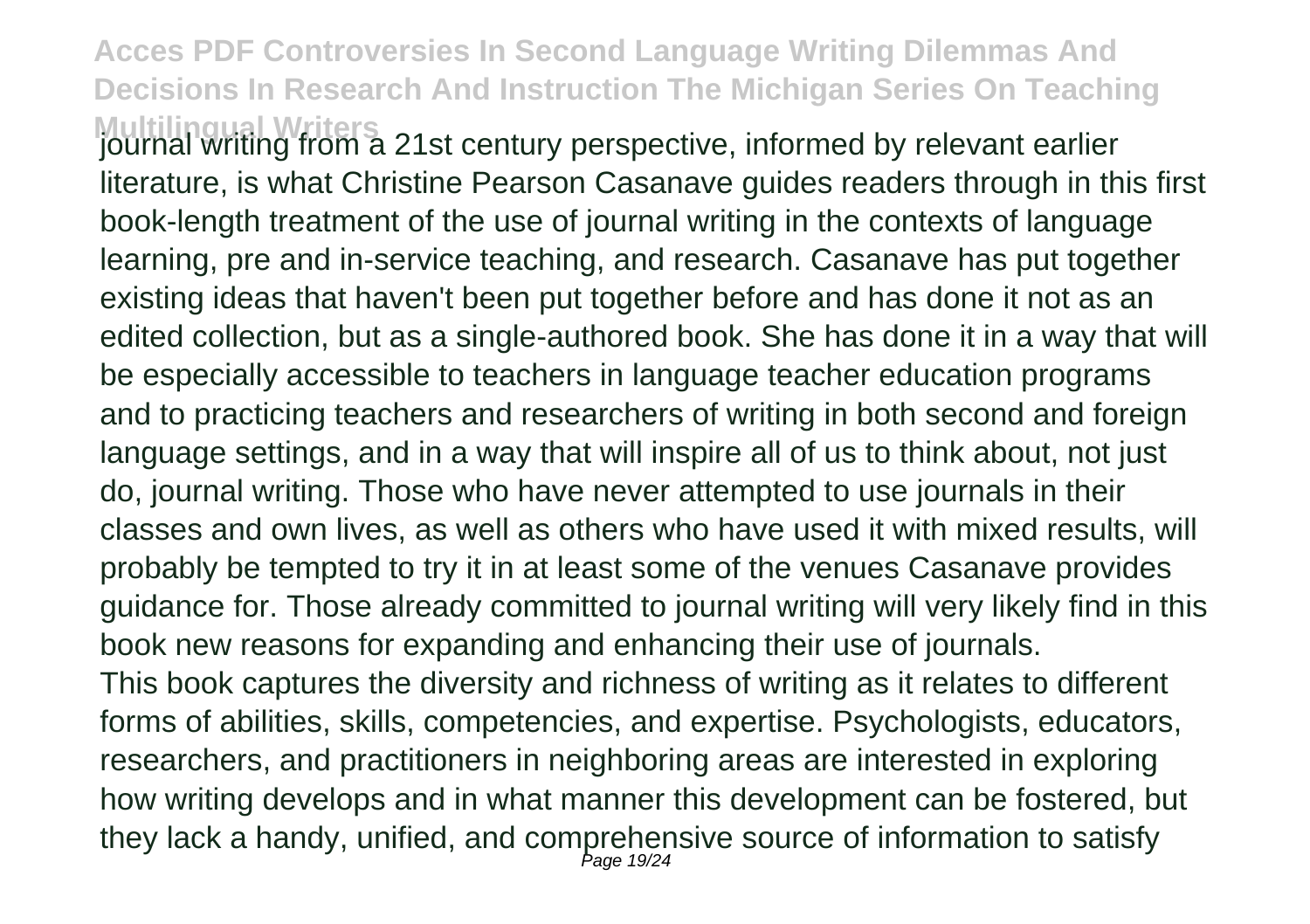journal writing from a 21st century perspective, informed by relevant earlier literature, is what Christine Pearson Casanave guides readers through in this first book-length treatment of the use of journal writing in the contexts of language learning, pre and in-service teaching, and research. Casanave has put together existing ideas that haven't been put together before and has done it not as an edited collection, but as a single-authored book. She has done it in a way that will be especially accessible to teachers in language teacher education programs and to practicing teachers and researchers of writing in both second and foreign language settings, and in a way that will inspire all of us to think about, not just do, journal writing. Those who have never attempted to use journals in their classes and own lives, as well as others who have used it with mixed results, will probably be tempted to try it in at least some of the venues Casanave provides guidance for. Those already committed to journal writing will very likely find in this book new reasons for expanding and enhancing their use of journals.

This book captures the diversity and richness of writing as it relates to different forms of abilities, skills, competencies, and expertise. Psychologists, educators, researchers, and practitioners in neighboring areas are interested in exploring how writing develops and in what manner this development can be fostered, but they lack a handy, unified, and comprehensive source of information to satisfy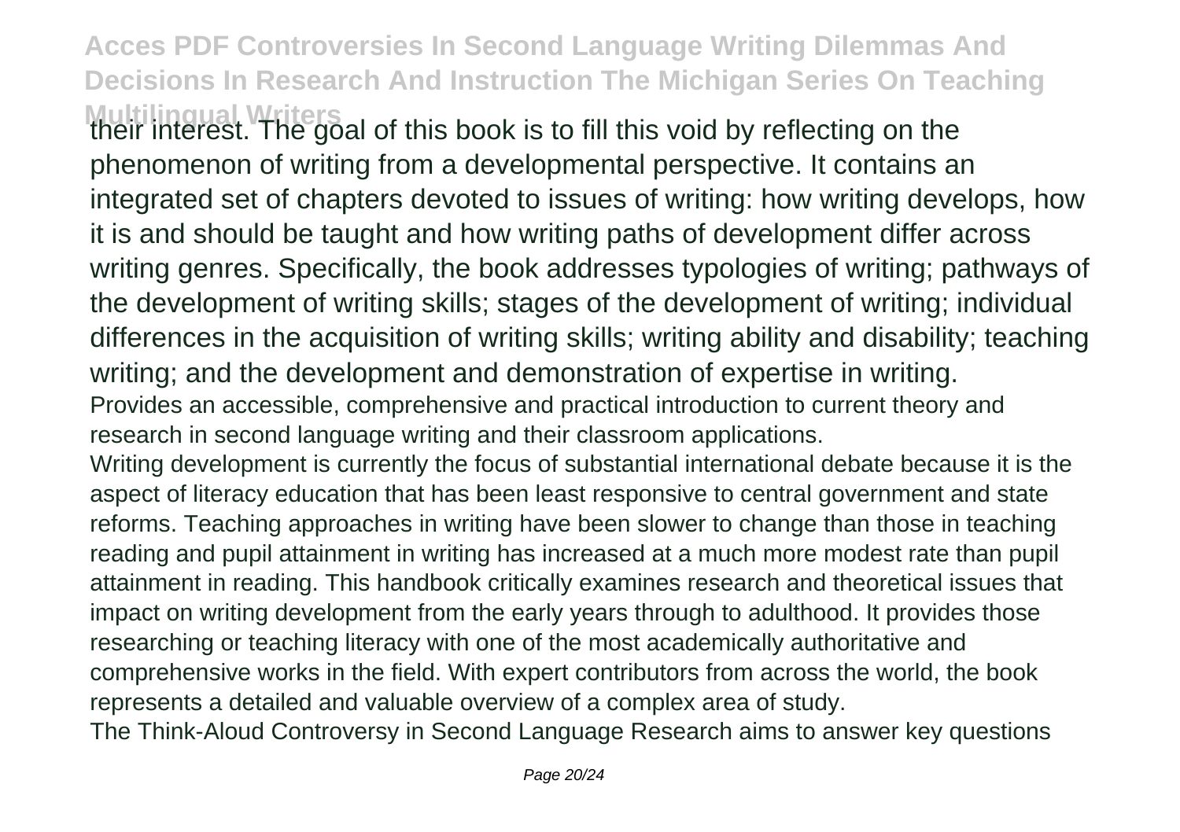their interest. The goal of this book is to fill this void by reflecting on the phenomenon of writing from a developmental perspective. It contains an integrated set of chapters devoted to issues of writing: how writing develops, how it is and should be taught and how writing paths of development differ across writing genres. Specifically, the book addresses typologies of writing; pathways of the development of writing skills; stages of the development of writing; individual differences in the acquisition of writing skills; writing ability and disability; teaching writing; and the development and demonstration of expertise in writing.

Provides an accessible, comprehensive and practical introduction to current theory and research in second language writing and their classroom applications.

Writing development is currently the focus of substantial international debate because it is the aspect of literacy education that has been least responsive to central government and state reforms. Teaching approaches in writing have been slower to change than those in teaching reading and pupil attainment in writing has increased at a much more modest rate than pupil attainment in reading. This handbook critically examines research and theoretical issues that impact on writing development from the early years through to adulthood. It provides those researching or teaching literacy with one of the most academically authoritative and comprehensive works in the field. With expert contributors from across the world, the book represents a detailed and valuable overview of a complex area of study.

The Think-Aloud Controversy in Second Language Research aims to answer key questions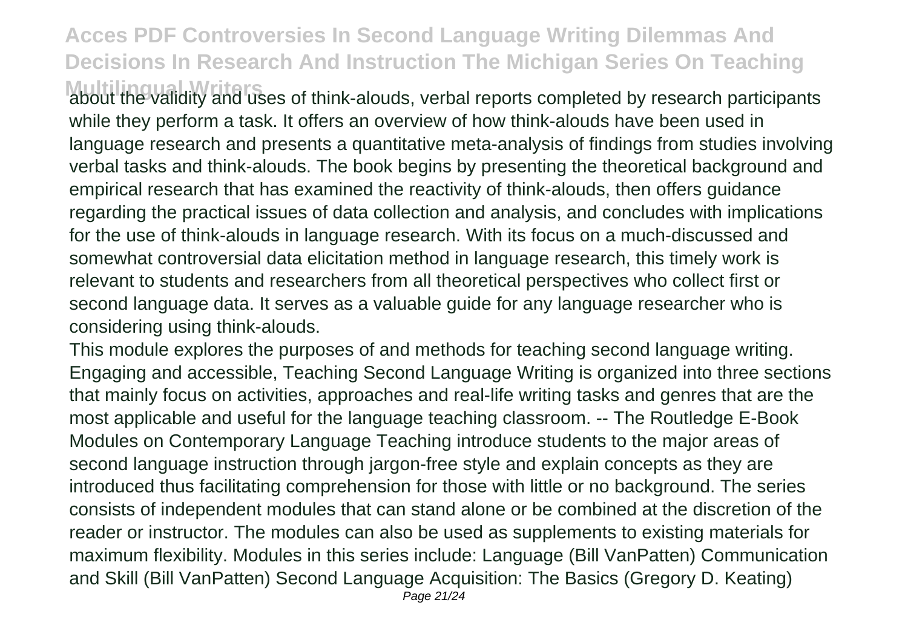about the validity and uses of think-alouds, verbal reports completed by research participants while they perform a task. It offers an overview of how think-alouds have been used in language research and presents a quantitative meta-analysis of findings from studies involving verbal tasks and think-alouds. The book begins by presenting the theoretical background and empirical research that has examined the reactivity of think-alouds, then offers guidance regarding the practical issues of data collection and analysis, and concludes with implications for the use of think-alouds in language research. With its focus on a much-discussed and somewhat controversial data elicitation method in language research, this timely work is relevant to students and researchers from all theoretical perspectives who collect first or second language data. It serves as a valuable guide for any language researcher who is considering using think-alouds.

This module explores the purposes of and methods for teaching second language writing. Engaging and accessible, Teaching Second Language Writing is organized into three sections that mainly focus on activities, approaches and real-life writing tasks and genres that are the most applicable and useful for the language teaching classroom. -- The Routledge E-Book Modules on Contemporary Language Teaching introduce students to the major areas of second language instruction through jargon-free style and explain concepts as they are introduced thus facilitating comprehension for those with little or no background. The series consists of independent modules that can stand alone or be combined at the discretion of the reader or instructor. The modules can also be used as supplements to existing materials for maximum flexibility. Modules in this series include: Language (Bill VanPatten) Communication and Skill (Bill VanPatten) Second Language Acquisition: The Basics (Gregory D. Keating)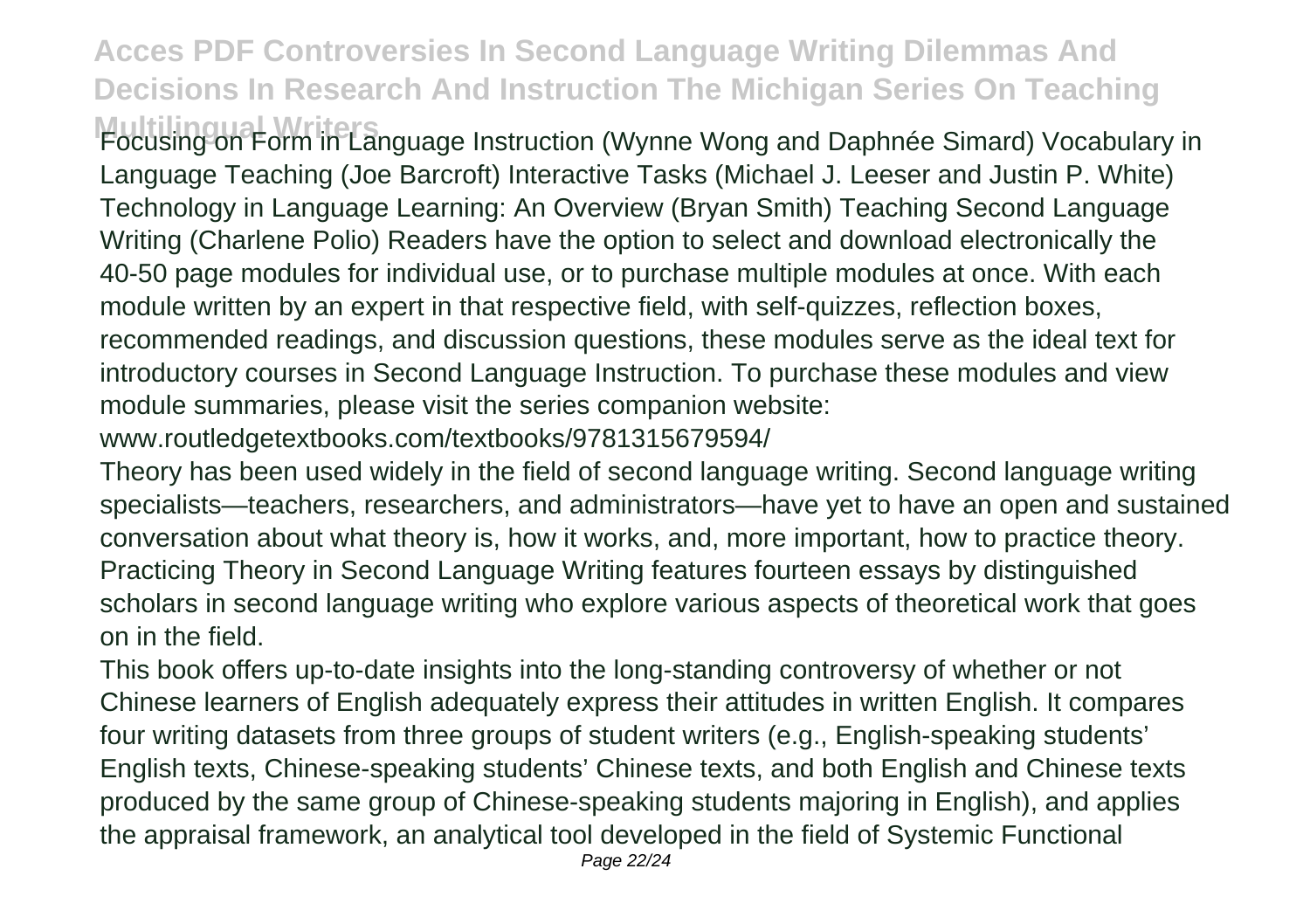Focusing on Form in Language Instruction (Wynne Wong and Daphnée Simard) Vocabulary in Language Teaching (Joe Barcroft) Interactive Tasks (Michael J. Leeser and Justin P. White) Technology in Language Learning: An Overview (Bryan Smith) Teaching Second Language Writing (Charlene Polio) Readers have the option to select and download electronically the 40-50 page modules for individual use, or to purchase multiple modules at once. With each module written by an expert in that respective field, with self-quizzes, reflection boxes, recommended readings, and discussion questions, these modules serve as the ideal text for introductory courses in Second Language Instruction. To purchase these modules and view module summaries, please visit the series companion website: www.routledgetextbooks.com/textbooks/9781315679594/

Theory has been used widely in the field of second language writing. Second language writing specialists—teachers, researchers, and administrators—have yet to have an open and sustained conversation about what theory is, how it works, and, more important, how to practice theory. Practicing Theory in Second Language Writing features fourteen essays by distinguished scholars in second language writing who explore various aspects of theoretical work that goes on in the field.

This book offers up-to-date insights into the long-standing controversy of whether or not Chinese learners of English adequately express their attitudes in written English. It compares four writing datasets from three groups of student writers (e.g., English-speaking students' English texts, Chinese-speaking students' Chinese texts, and both English and Chinese texts produced by the same group of Chinese-speaking students majoring in English), and applies the appraisal framework, an analytical tool developed in the field of Systemic Functional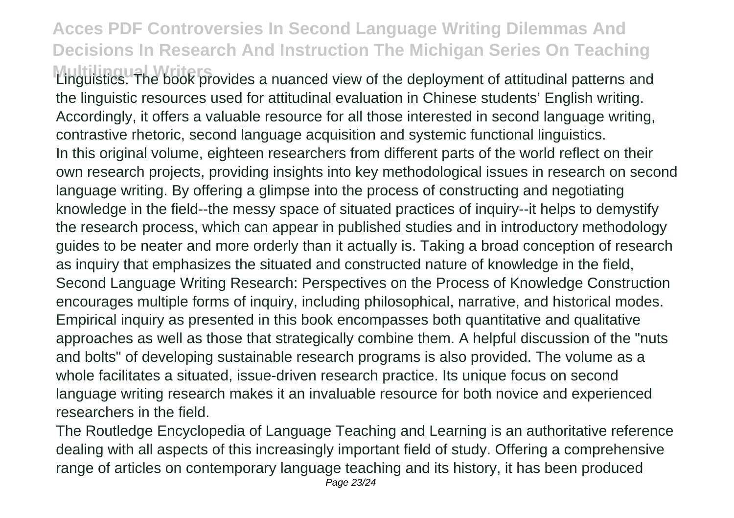Linguistics. The book provides a nuanced view of the deployment of attitudinal patterns and the linguistic resources used for attitudinal evaluation in Chinese students' English writing. Accordingly, it offers a valuable resource for all those interested in second language writing, contrastive rhetoric, second language acquisition and systemic functional linguistics.

In this original volume, eighteen researchers from different parts of the world reflect on their own research projects, providing insights into key methodological issues in research on second language writing. By offering a glimpse into the process of constructing and negotiating knowledge in the field--the messy space of situated practices of inquiry--it helps to demystify the research process, which can appear in published studies and in introductory methodology guides to be neater and more orderly than it actually is. Taking a broad conception of research as inquiry that emphasizes the situated and constructed nature of knowledge in the field, Second Language Writing Research: Perspectives on the Process of Knowledge Construction encourages multiple forms of inquiry, including philosophical, narrative, and historical modes. Empirical inquiry as presented in this book encompasses both quantitative and qualitative approaches as well as those that strategically combine them. A helpful discussion of the "nuts and bolts" of developing sustainable research programs is also provided. The volume as a whole facilitates a situated, issue-driven research practice. Its unique focus on second language writing research makes it an invaluable resource for both novice and experienced researchers in the field.

The Routledge Encyclopedia of Language Teaching and Learning is an authoritative reference dealing with all aspects of this increasingly important field of study. Offering a comprehensive range of articles on contemporary language teaching and its history, it has been produced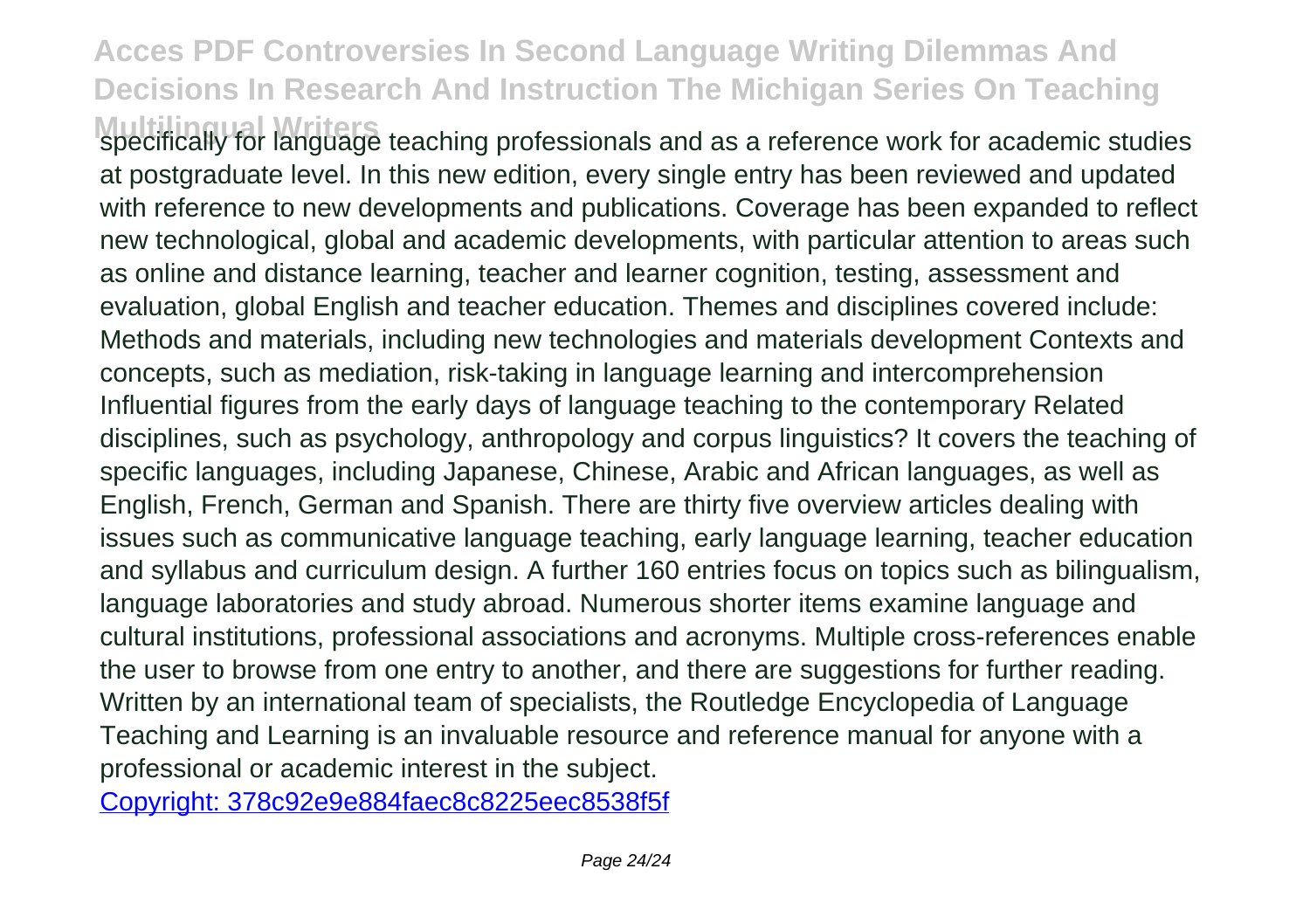specifically for language teaching professionals and as a reference work for academic studies at postgraduate level. In this new edition, every single entry has been reviewed and updated with reference to new developments and publications. Coverage has been expanded to reflect new technological, global and academic developments, with particular attention to areas such as online and distance learning, teacher and learner cognition, testing, assessment and evaluation, global English and teacher education. Themes and disciplines covered include: Methods and materials, including new technologies and materials development Contexts and concepts, such as mediation, risk-taking in language learning and intercomprehension Influential figures from the early days of language teaching to the contemporary Related disciplines, such as psychology, anthropology and corpus linguistics? It covers the teaching of specific languages, including Japanese, Chinese, Arabic and African languages, as well as English, French, German and Spanish. There are thirty five overview articles dealing with issues such as communicative language teaching, early language learning, teacher education and syllabus and curriculum design. A further 160 entries focus on topics such as bilingualism, language laboratories and study abroad. Numerous shorter items examine language and cultural institutions, professional associations and acronyms. Multiple cross-references enable the user to browse from one entry to another, and there are suggestions for further reading. Written by an international team of specialists, the Routledge Encyclopedia of Language Teaching and Learning is an invaluable resource and reference manual for anyone with a professional or academic interest in the subject.

Copyright: 378c92e9e884faec8c8225eec8538f5f